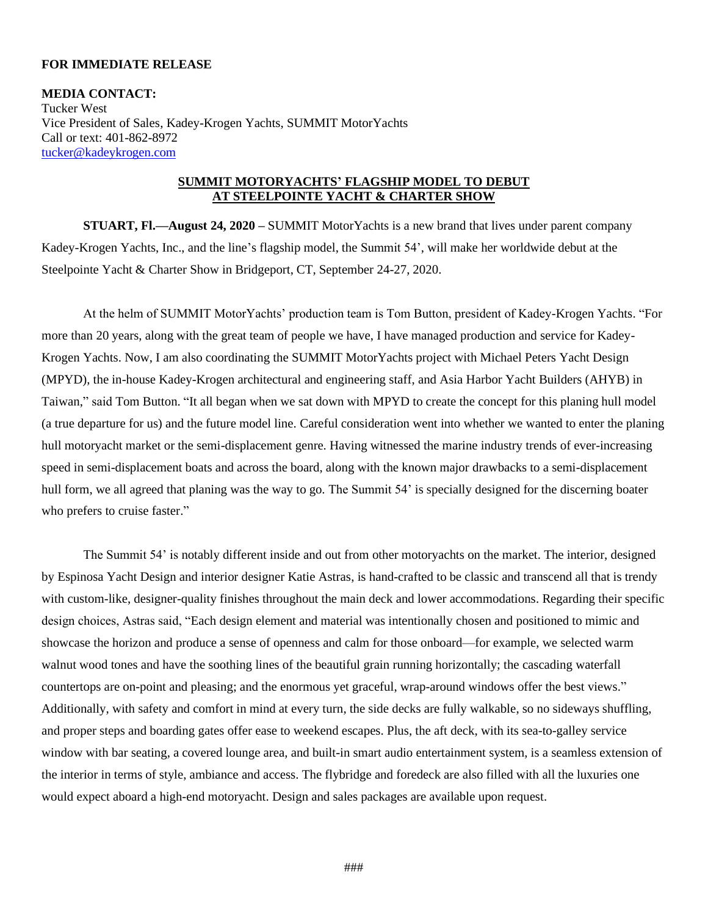**FOR IMMEDIATE RELEASE**

**MEDIA CONTACT:**
Tucker West
Vice President of Sales, Kadey-Krogen Yachts, SUMMIT MotorYachts
Call or text: 401-862-8972
[tucker@kadeykrogen.com](mailto:tucker@kadeykrogen.com)

## SUMMIT MOTORYACHTS' FLAGSHIP MODEL TO DEBUT AT STEELPOINTE YACHT & CHARTER SHOW

**STUART, Fl.—August 24, 2020 –** SUMMIT MotorYachts is a new brand that lives under parent company Kadey-Krogen Yachts, Inc., and the line's flagship model, the Summit 54', will make her worldwide debut at the Steelpointe Yacht & Charter Show in Bridgeport, CT, September 24-27, 2020.

At the helm of SUMMIT MotorYachts' production team is Tom Button, president of Kadey-Krogen Yachts. "For more than 20 years, along with the great team of people we have, I have managed production and service for Kadey-Krogen Yachts. Now, I am also coordinating the SUMMIT MotorYachts project with Michael Peters Yacht Design (MPYD), the in-house Kadey-Krogen architectural and engineering staff, and Asia Harbor Yacht Builders (AHYB) in Taiwan," said Tom Button. "It all began when we sat down with MPYD to create the concept for this planing hull model (a true departure for us) and the future model line. Careful consideration went into whether we wanted to enter the planing hull motoryacht market or the semi-displacement genre. Having witnessed the marine industry trends of ever-increasing speed in semi-displacement boats and across the board, along with the known major drawbacks to a semi-displacement hull form, we all agreed that planing was the way to go. The Summit 54' is specially designed for the discerning boater who prefers to cruise faster."

The Summit 54' is notably different inside and out from other motoryachts on the market. The interior, designed by Espinosa Yacht Design and interior designer Katie Astras, is hand-crafted to be classic and transcend all that is trendy with custom-like, designer-quality finishes throughout the main deck and lower accommodations. Regarding their specific design choices, Astras said, "Each design element and material was intentionally chosen and positioned to mimic and showcase the horizon and produce a sense of openness and calm for those onboard—for example, we selected warm walnut wood tones and have the soothing lines of the beautiful grain running horizontally; the cascading waterfall countertops are on-point and pleasing; and the enormous yet graceful, wrap-around windows offer the best views." Additionally, with safety and comfort in mind at every turn, the side decks are fully walkable, so no sideways shuffling, and proper steps and boarding gates offer ease to weekend escapes. Plus, the aft deck, with its sea-to-galley service window with bar seating, a covered lounge area, and built-in smart audio entertainment system, is a seamless extension of the interior in terms of style, ambiance and access. The flybridge and foredeck are also filled with all the luxuries one would expect aboard a high-end motoryacht. Design and sales packages are available upon request.

###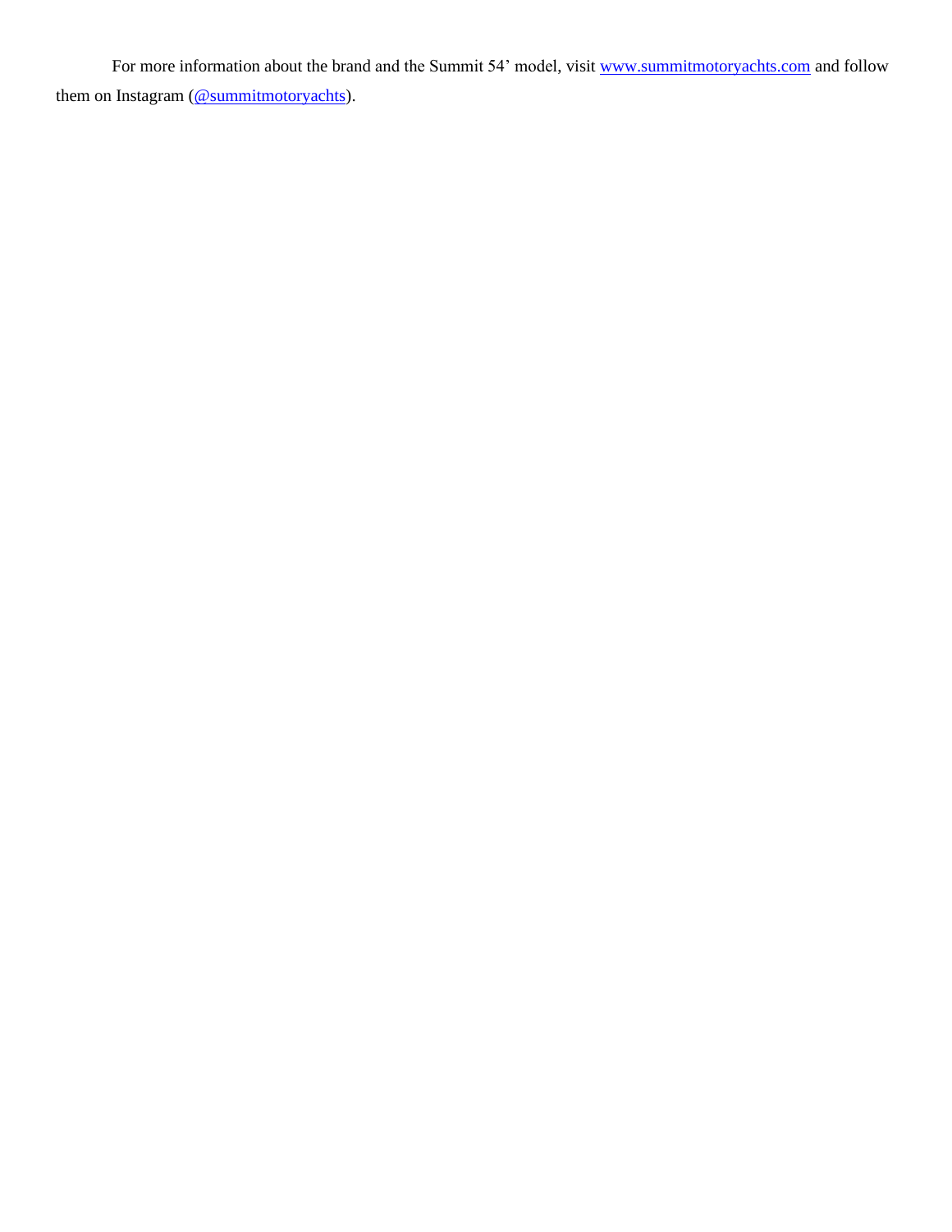For more information about the brand and the Summit 54' model, visit [www.summitmotoryachts.com](http://www.summitmotoryachts.com) and follow them on Instagram ([@summitmotoryachts](https://www.instagram.com/summitmotoryachts)).